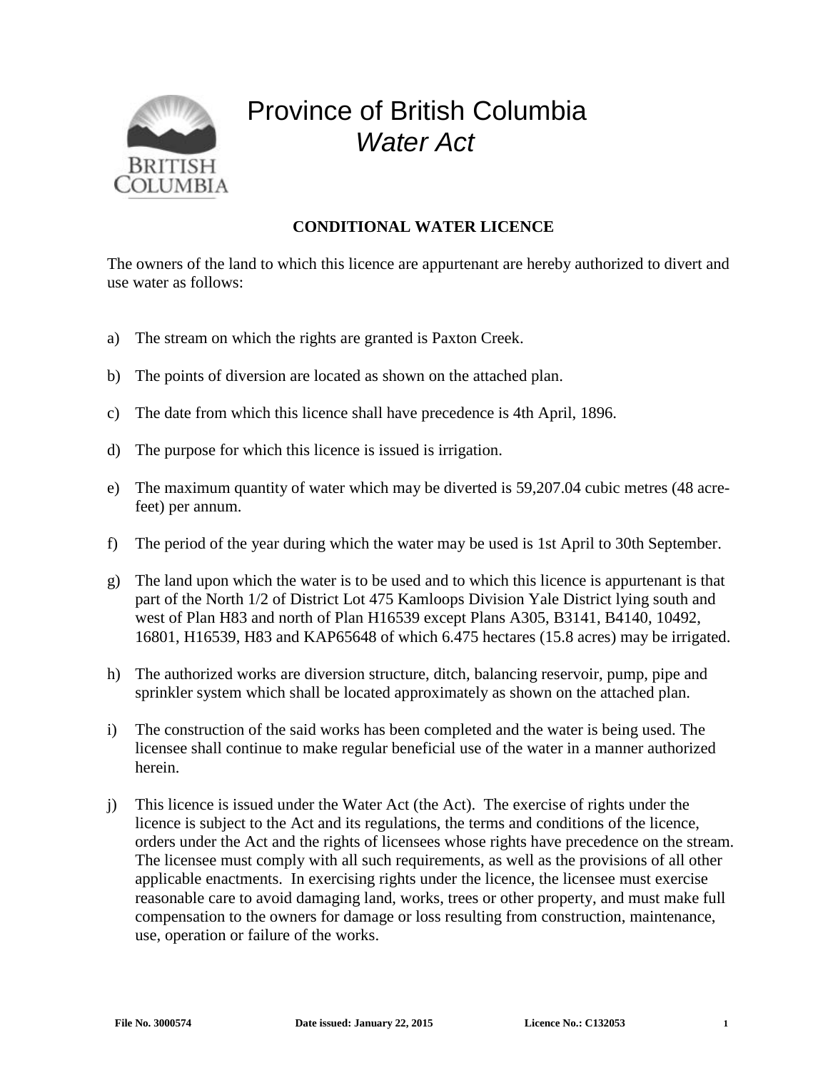# Province of British Columbia
## *Water Act*

**CONDITIONAL WATER LICENCE**

The owners of the land to which this licence are appurtenant are hereby authorized to divert and use water as follows:

a) The stream on which the rights are granted is Paxton Creek.

b) The points of diversion are located as shown on the attached plan.

c) The date from which this licence shall have precedence is 4th April, 1896.

d) The purpose for which this licence is issued is irrigation.

e) The maximum quantity of water which may be diverted is 59,207.04 cubic metres (48 acre-feet) per annum.

f) The period of the year during which the water may be used is 1st April to 30th September.

g) The land upon which the water is to be used and to which this licence is appurtenant is that part of the North 1/2 of District Lot 475 Kamloops Division Yale District lying south and west of Plan H83 and north of Plan H16539 except Plans A305, B3141, B4140, 10492, 16801, H16539, H83 and KAP65648 of which 6.475 hectares (15.8 acres) may be irrigated.

h) The authorized works are diversion structure, ditch, balancing reservoir, pump, pipe and sprinkler system which shall be located approximately as shown on the attached plan.

i) The construction of the said works has been completed and the water is being used. The licensee shall continue to make regular beneficial use of the water in a manner authorized herein.

j) This licence is issued under the Water Act (the Act). The exercise of rights under the licence is subject to the Act and its regulations, the terms and conditions of the licence, orders under the Act and the rights of licensees whose rights have precedence on the stream. The licensee must comply with all such requirements, as well as the provisions of all other applicable enactments. In exercising rights under the licence, the licensee must exercise reasonable care to avoid damaging land, works, trees or other property, and must make full compensation to the owners for damage or loss resulting from construction, maintenance, use, operation or failure of the works.

**File No. 3000574** **Date issued: January 22, 2015** **Licence No.: C132053**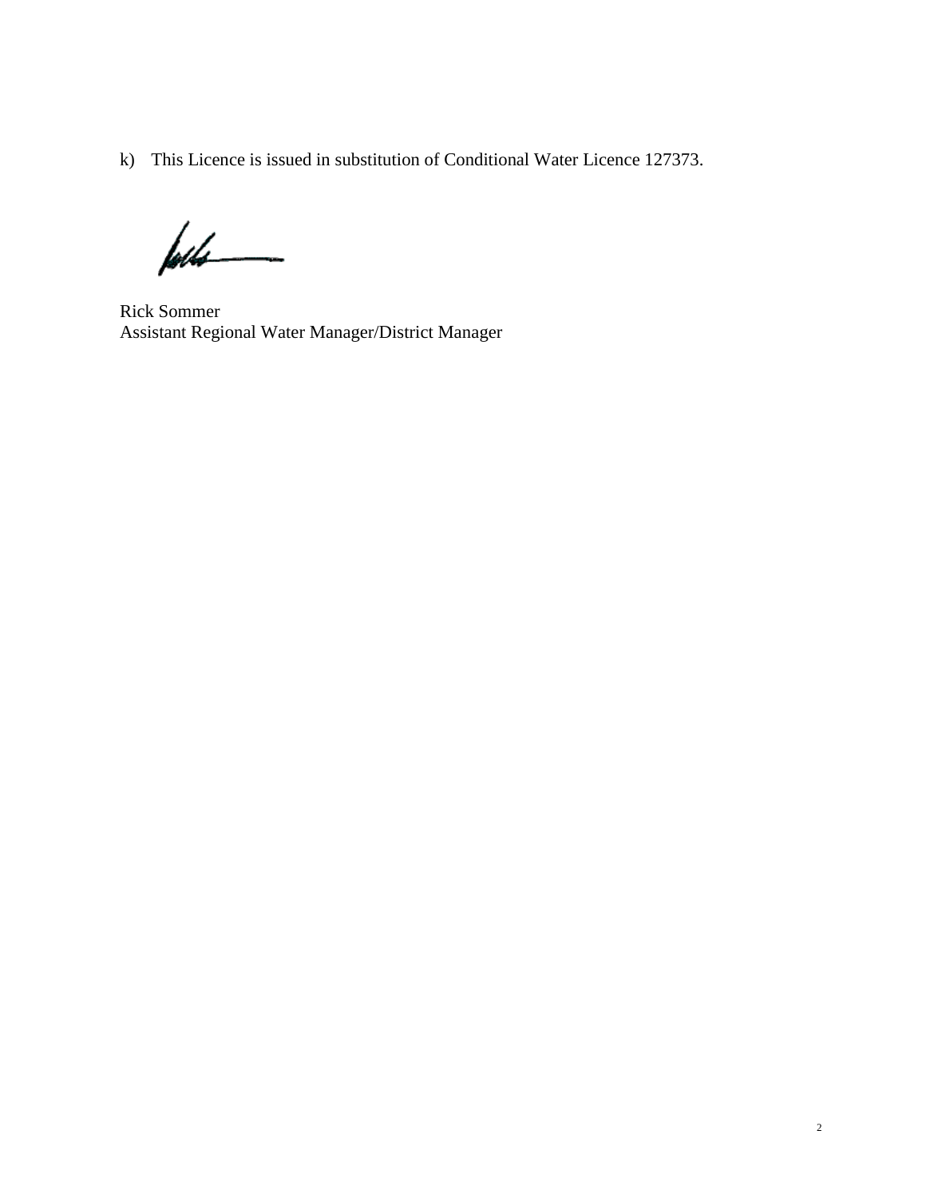k) This Licence is issued in substitution of Conditional Water Licence 127373.

Rick Sommer
Assistant Regional Water Manager/District Manager